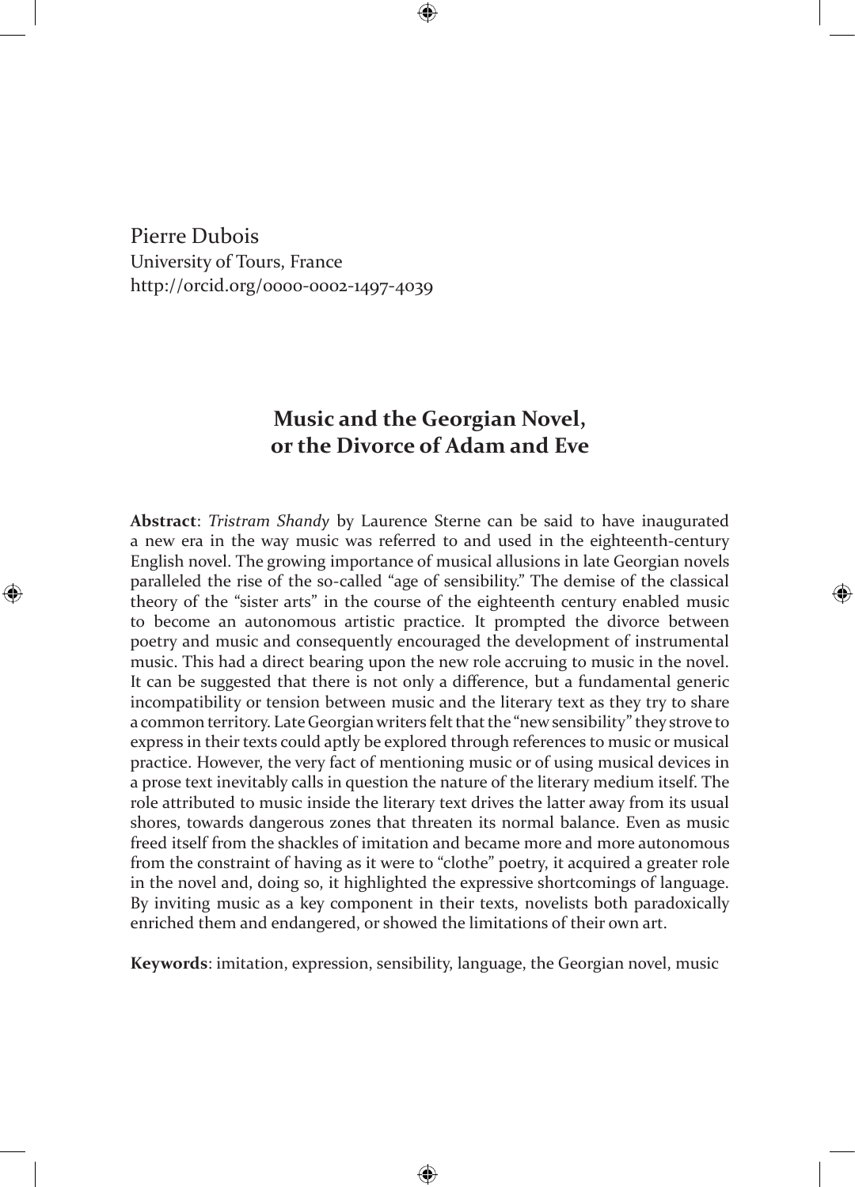Pierre Dubois
University of Tours, France
http://orcid.org/0000-0002-1497-4039

# Music and the Georgian Novel, or the Divorce of Adam and Eve

**Abstract**: *Tristram Shandy* by Laurence Sterne can be said to have inaugurated a new era in the way music was referred to and used in the eighteenth-century English novel. The growing importance of musical allusions in late Georgian novels paralleled the rise of the so-called "age of sensibility." The demise of the classical theory of the "sister arts" in the course of the eighteenth century enabled music to become an autonomous artistic practice. It prompted the divorce between poetry and music and consequently encouraged the development of instrumental music. This had a direct bearing upon the new role accruing to music in the novel. It can be suggested that there is not only a difference, but a fundamental generic incompatibility or tension between music and the literary text as they try to share a common territory. Late Georgian writers felt that the "new sensibility" they strove to express in their texts could aptly be explored through references to music or musical practice. However, the very fact of mentioning music or of using musical devices in a prose text inevitably calls in question the nature of the literary medium itself. The role attributed to music inside the literary text drives the latter away from its usual shores, towards dangerous zones that threaten its normal balance. Even as music freed itself from the shackles of imitation and became more and more autonomous from the constraint of having as it were to "clothe" poetry, it acquired a greater role in the novel and, doing so, it highlighted the expressive shortcomings of language. By inviting music as a key component in their texts, novelists both paradoxically enriched them and endangered, or showed the limitations of their own art.

**Keywords**: imitation, expression, sensibility, language, the Georgian novel, music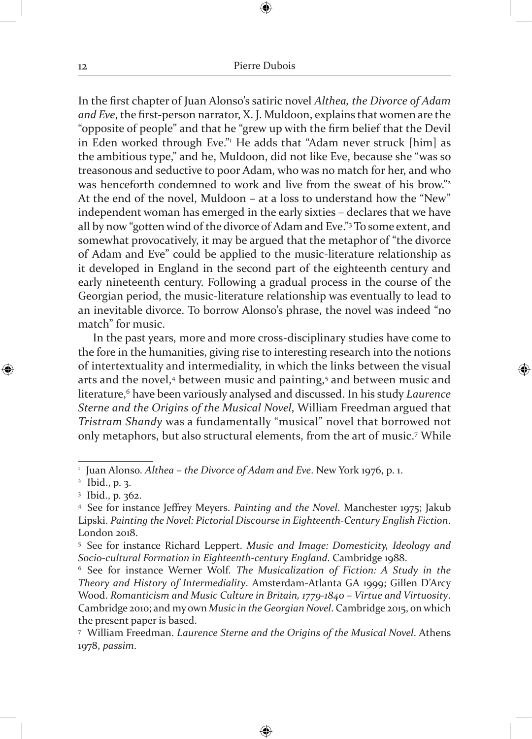In the first chapter of Juan Alonso's satiric novel *Althea, the Divorce of Adam and Eve*, the first-person narrator, X. J. Muldoon, explains that women are the "opposite of people" and that he "grew up with the firm belief that the Devil in Eden worked through Eve."[1] He adds that "Adam never struck [him] as the ambitious type," and he, Muldoon, did not like Eve, because she "was so treasonous and seductive to poor Adam, who was no match for her, and who was henceforth condemned to work and live from the sweat of his brow."[2] At the end of the novel, Muldoon – at a loss to understand how the "New" independent woman has emerged in the early sixties – declares that we have all by now "gotten wind of the divorce of Adam and Eve."[3] To some extent, and somewhat provocatively, it may be argued that the metaphor of "the divorce of Adam and Eve" could be applied to the music-literature relationship as it developed in England in the second part of the eighteenth century and early nineteenth century. Following a gradual process in the course of the Georgian period, the music-literature relationship was eventually to lead to an inevitable divorce. To borrow Alonso's phrase, the novel was indeed "no match" for music.

In the past years, more and more cross-disciplinary studies have come to the fore in the humanities, giving rise to interesting research into the notions of intertextuality and intermediality, in which the links between the visual arts and the novel,[4] between music and painting,[5] and between music and literature,[6] have been variously analysed and discussed. In his study *Laurence Sterne and the Origins of the Musical Novel*, William Freedman argued that *Tristram Shandy* was a fundamentally "musical" novel that borrowed not only metaphors, but also structural elements, from the art of music.[7] While

---

[1] Juan Alonso. *Althea – the Divorce of Adam and Eve*. New York 1976, p. 1.

[2] Ibid., p. 3.

[3] Ibid., p. 362.

[4] See for instance Jeffrey Meyers. *Painting and the Novel*. Manchester 1975; Jakub Lipski. *Painting the Novel: Pictorial Discourse in Eighteenth-Century English Fiction*. London 2018.

[5] See for instance Richard Leppert. *Music and Image: Domesticity, Ideology and Socio-cultural Formation in Eighteenth-century England*. Cambridge 1988.

[6] See for instance Werner Wolf. *The Musicalization of Fiction: A Study in the Theory and History of Intermediality*. Amsterdam-Atlanta GA 1999; Gillen D'Arcy Wood. *Romanticism and Music Culture in Britain, 1779-1840 – Virtue and Virtuosity*. Cambridge 2010; and my own *Music in the Georgian Novel*. Cambridge 2015, on which the present paper is based.

[7] William Freedman. *Laurence Sterne and the Origins of the Musical Novel*. Athens 1978, *passim*.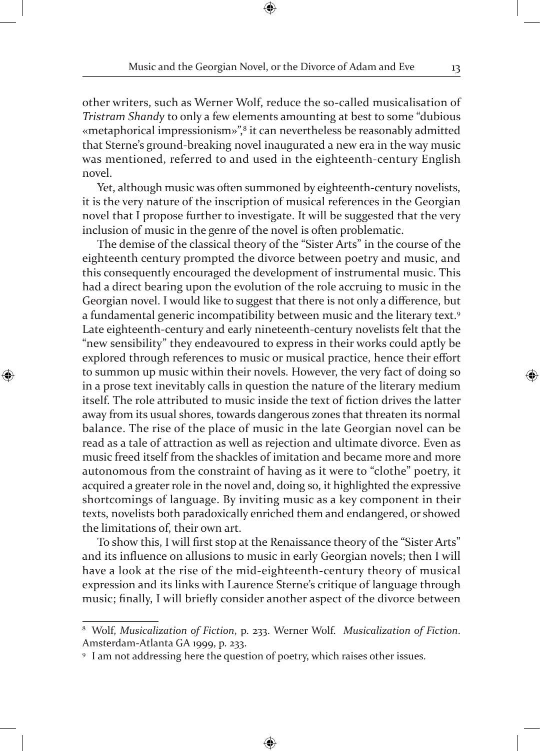other writers, such as Werner Wolf, reduce the so-called musicalisation of *Tristram Shandy* to only a few elements amounting at best to some "dubious «metaphorical impressionism»",[8] it can nevertheless be reasonably admitted that Sterne's ground-breaking novel inaugurated a new era in the way music was mentioned, referred to and used in the eighteenth-century English novel.

Yet, although music was often summoned by eighteenth-century novelists, it is the very nature of the inscription of musical references in the Georgian novel that I propose further to investigate. It will be suggested that the very inclusion of music in the genre of the novel is often problematic.

The demise of the classical theory of the "Sister Arts" in the course of the eighteenth century prompted the divorce between poetry and music, and this consequently encouraged the development of instrumental music. This had a direct bearing upon the evolution of the role accruing to music in the Georgian novel. I would like to suggest that there is not only a difference, but a fundamental generic incompatibility between music and the literary text.[9] Late eighteenth-century and early nineteenth-century novelists felt that the "new sensibility" they endeavoured to express in their works could aptly be explored through references to music or musical practice, hence their effort to summon up music within their novels. However, the very fact of doing so in a prose text inevitably calls in question the nature of the literary medium itself. The role attributed to music inside the text of fiction drives the latter away from its usual shores, towards dangerous zones that threaten its normal balance. The rise of the place of music in the late Georgian novel can be read as a tale of attraction as well as rejection and ultimate divorce. Even as music freed itself from the shackles of imitation and became more and more autonomous from the constraint of having as it were to "clothe" poetry, it acquired a greater role in the novel and, doing so, it highlighted the expressive shortcomings of language. By inviting music as a key component in their texts, novelists both paradoxically enriched them and endangered, or showed the limitations of, their own art.

To show this, I will first stop at the Renaissance theory of the "Sister Arts" and its influence on allusions to music in early Georgian novels; then I will have a look at the rise of the mid-eighteenth-century theory of musical expression and its links with Laurence Sterne's critique of language through music; finally, I will briefly consider another aspect of the divorce between

---

[8] Wolf, *Musicalization of Fiction*, p. 233. Werner Wolf. *Musicalization of Fiction*. Amsterdam-Atlanta GA 1999, p. 233.

[9] I am not addressing here the question of poetry, which raises other issues.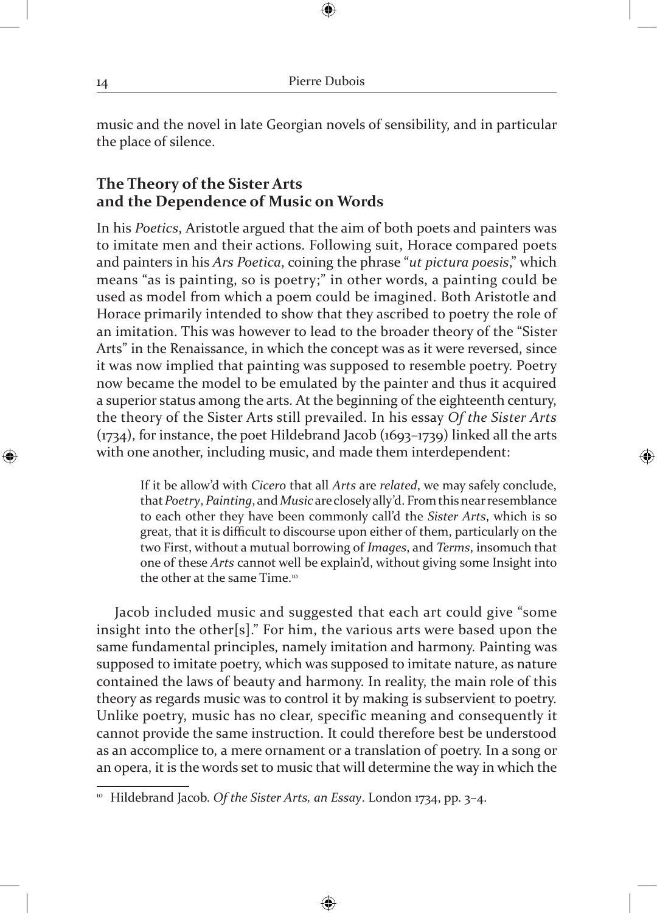music and the novel in late Georgian novels of sensibility, and in particular the place of silence.

## The Theory of the Sister Arts and the Dependence of Music on Words

In his *Poetics*, Aristotle argued that the aim of both poets and painters was to imitate men and their actions. Following suit, Horace compared poets and painters in his *Ars Poetica*, coining the phrase "*ut pictura poesis*," which means "as is painting, so is poetry;" in other words, a painting could be used as model from which a poem could be imagined. Both Aristotle and Horace primarily intended to show that they ascribed to poetry the role of an imitation. This was however to lead to the broader theory of the "Sister Arts" in the Renaissance, in which the concept was as it were reversed, since it was now implied that painting was supposed to resemble poetry. Poetry now became the model to be emulated by the painter and thus it acquired a superior status among the arts. At the beginning of the eighteenth century, the theory of the Sister Arts still prevailed. In his essay *Of the Sister Arts* (1734), for instance, the poet Hildebrand Jacob (1693–1739) linked all the arts with one another, including music, and made them interdependent:

> If it be allow'd with *Cicero* that all *Arts* are *related*, we may safely conclude, that *Poetry*, *Painting*, and *Music* are closely ally'd. From this near resemblance to each other they have been commonly call'd the *Sister Arts*, which is so great, that it is difficult to discourse upon either of them, particularly on the two First, without a mutual borrowing of *Images*, and *Terms*, insomuch that one of these *Arts* cannot well be explain'd, without giving some Insight into the other at the same Time.[10]

Jacob included music and suggested that each art could give "some insight into the other[s]." For him, the various arts were based upon the same fundamental principles, namely imitation and harmony. Painting was supposed to imitate poetry, which was supposed to imitate nature, as nature contained the laws of beauty and harmony. In reality, the main role of this theory as regards music was to control it by making is subservient to poetry. Unlike poetry, music has no clear, specific meaning and consequently it cannot provide the same instruction. It could therefore best be understood as an accomplice to, a mere ornament or a translation of poetry. In a song or an opera, it is the words set to music that will determine the way in which the

[10] Hildebrand Jacob. *Of the Sister Arts, an Essay*. London 1734, pp. 3–4.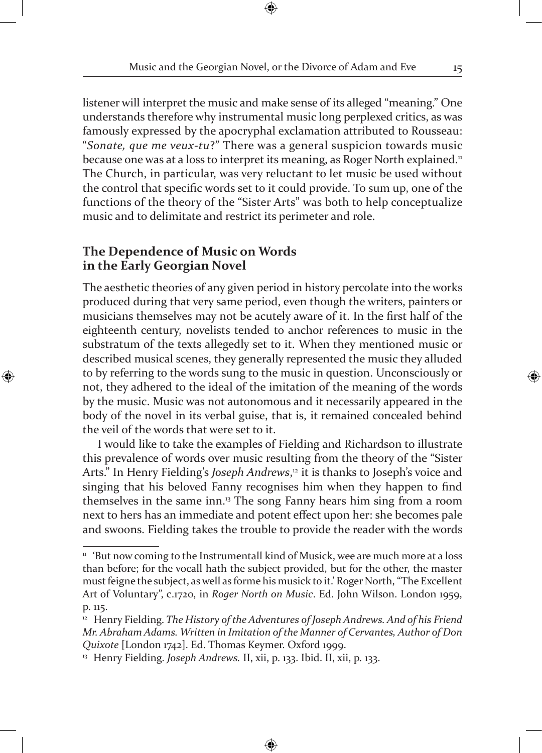listener will interpret the music and make sense of its alleged "meaning." One understands therefore why instrumental music long perplexed critics, as was famously expressed by the apocryphal exclamation attributed to Rousseau: "*Sonate, que me veux-tu*?" There was a general suspicion towards music because one was at a loss to interpret its meaning, as Roger North explained.[11] The Church, in particular, was very reluctant to let music be used without the control that specific words set to it could provide. To sum up, one of the functions of the theory of the "Sister Arts" was both to help conceptualize music and to delimitate and restrict its perimeter and role.

## The Dependence of Music on Words in the Early Georgian Novel

The aesthetic theories of any given period in history percolate into the works produced during that very same period, even though the writers, painters or musicians themselves may not be acutely aware of it. In the first half of the eighteenth century, novelists tended to anchor references to music in the substratum of the texts allegedly set to it. When they mentioned music or described musical scenes, they generally represented the music they alluded to by referring to the words sung to the music in question. Unconsciously or not, they adhered to the ideal of the imitation of the meaning of the words by the music. Music was not autonomous and it necessarily appeared in the body of the novel in its verbal guise, that is, it remained concealed behind the veil of the words that were set to it.

I would like to take the examples of Fielding and Richardson to illustrate this prevalence of words over music resulting from the theory of the "Sister Arts." In Henry Fielding's *Joseph Andrews*,[12] it is thanks to Joseph's voice and singing that his beloved Fanny recognises him when they happen to find themselves in the same inn.[13] The song Fanny hears him sing from a room next to hers has an immediate and potent effect upon her: she becomes pale and swoons. Fielding takes the trouble to provide the reader with the words

---

[11] 'But now coming to the Instrumentall kind of Musick, wee are much more at a loss than before; for the vocall hath the subject provided, but for the other, the master must feigne the subject, as well as forme his musick to it.' Roger North, "The Excellent Art of Voluntary", c.1720, in *Roger North on Music*. Ed. John Wilson. London 1959, p. 115.

[12] Henry Fielding. *The History of the Adventures of Joseph Andrews. And of his Friend Mr. Abraham Adams. Written in Imitation of the Manner of Cervantes, Author of Don Quixote* [London 1742]. Ed. Thomas Keymer. Oxford 1999.

[13] Henry Fielding. *Joseph Andrews*. II, xii, p. 133. Ibid. II, xii, p. 133.